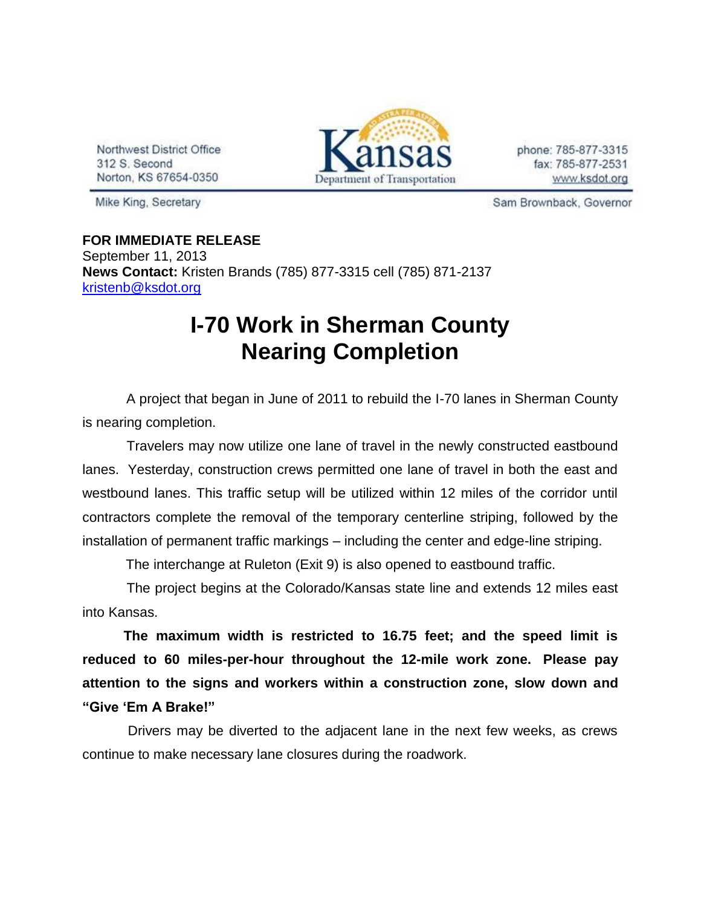Northwest District Office
312 S. Second
Norton, KS 67654-0350

Kansas Department of Transportation

phone: 785-877-3315
fax: 785-877-2531
www.ksdot.org

Mike King, Secretary

Sam Brownback, Governor

**FOR IMMEDIATE RELEASE**
September 11, 2013
**News Contact:** Kristen Brands (785) 877-3315 cell (785) 871-2137
kristenb@ksdot.org

# I-70 Work in Sherman County Nearing Completion

A project that began in June of 2011 to rebuild the I-70 lanes in Sherman County is nearing completion.

Travelers may now utilize one lane of travel in the newly constructed eastbound lanes. Yesterday, construction crews permitted one lane of travel in both the east and westbound lanes. This traffic setup will be utilized within 12 miles of the corridor until contractors complete the removal of the temporary centerline striping, followed by the installation of permanent traffic markings – including the center and edge-line striping.

The interchange at Ruleton (Exit 9) is also opened to eastbound traffic.

The project begins at the Colorado/Kansas state line and extends 12 miles east into Kansas.

**The maximum width is restricted to 16.75 feet; and the speed limit is reduced to 60 miles-per-hour throughout the 12-mile work zone. Please pay attention to the signs and workers within a construction zone, slow down and "Give 'Em A Brake!"**

Drivers may be diverted to the adjacent lane in the next few weeks, as crews continue to make necessary lane closures during the roadwork.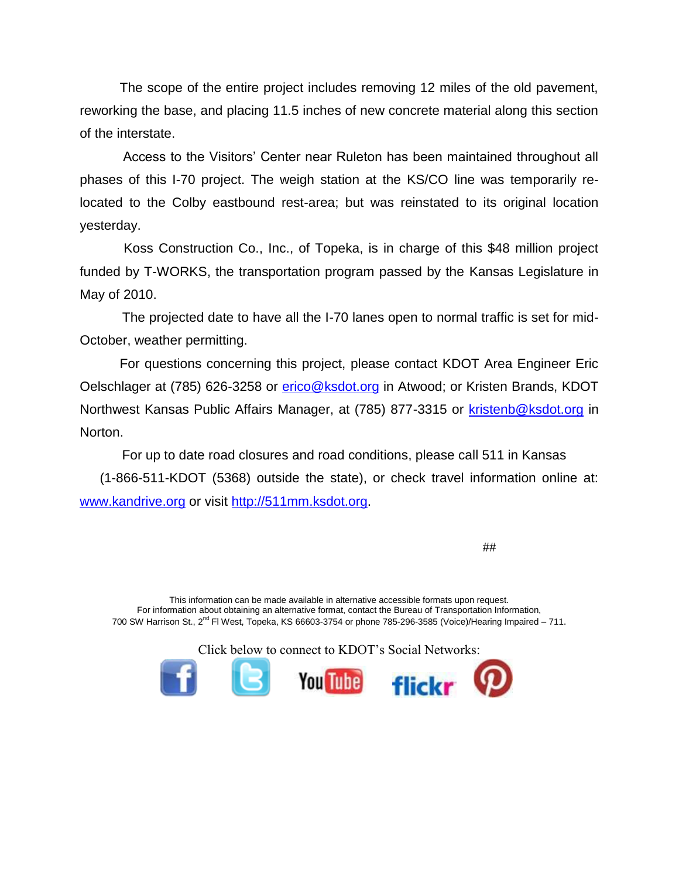The scope of the entire project includes removing 12 miles of the old pavement, reworking the base, and placing 11.5 inches of new concrete material along this section of the interstate.

Access to the Visitors' Center near Ruleton has been maintained throughout all phases of this I-70 project. The weigh station at the KS/CO line was temporarily re-located to the Colby eastbound rest-area; but was reinstated to its original location yesterday.

Koss Construction Co., Inc., of Topeka, is in charge of this $48 million project funded by T-WORKS, the transportation program passed by the Kansas Legislature in May of 2010.

The projected date to have all the I-70 lanes open to normal traffic is set for mid-October, weather permitting.

For questions concerning this project, please contact KDOT Area Engineer Eric Oelschlager at (785) 626-3258 or erico@ksdot.org in Atwood; or Kristen Brands, KDOT Northwest Kansas Public Affairs Manager, at (785) 877-3315 or kristenb@ksdot.org in Norton.

For up to date road closures and road conditions, please call 511 in Kansas (1-866-511-KDOT (5368) outside the state), or check travel information online at: www.kandrive.org or visit http://511mm.ksdot.org.

##

This information can be made available in alternative accessible formats upon request.
For information about obtaining an alternative format, contact the Bureau of Transportation Information,
700 SW Harrison St., 2nd Fl West, Topeka, KS 66603-3754 or phone 785-296-3585 (Voice)/Hearing Impaired – 711.

Click below to connect to KDOT's Social Networks: